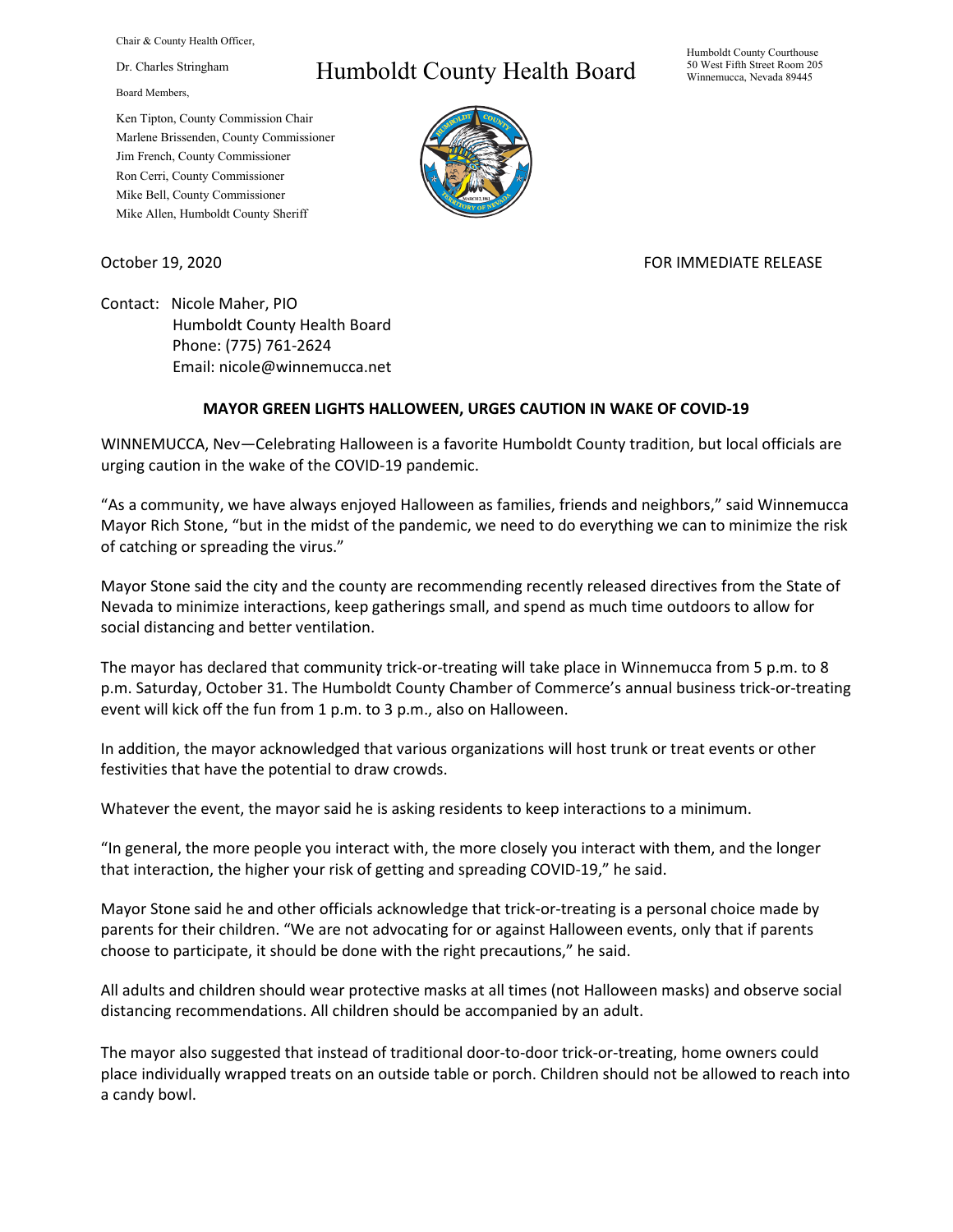Chair & County Health Officer,

Dr. Charles Stringham

Board Members,

Ken Tipton, County Commission Chair
Marlene Brissenden, County Commissioner
Jim French, County Commissioner
Ron Cerri, County Commissioner
Mike Bell, County Commissioner
Mike Allen, Humboldt County Sheriff

# Humboldt County Health Board

Humboldt County Courthouse
50 West Fifth Street Room 205
Winnemucca, Nevada 89445

October 19, 2020

FOR IMMEDIATE RELEASE

Contact: Nicole Maher, PIO
Humboldt County Health Board
Phone: (775) 761-2624
Email: nicole@winnemucca.net

**MAYOR GREEN LIGHTS HALLOWEEN, URGES CAUTION IN WAKE OF COVID-19**

WINNEMUCCA, Nev—Celebrating Halloween is a favorite Humboldt County tradition, but local officials are urging caution in the wake of the COVID-19 pandemic.

"As a community, we have always enjoyed Halloween as families, friends and neighbors," said Winnemucca Mayor Rich Stone, "but in the midst of the pandemic, we need to do everything we can to minimize the risk of catching or spreading the virus."

Mayor Stone said the city and the county are recommending recently released directives from the State of Nevada to minimize interactions, keep gatherings small, and spend as much time outdoors to allow for social distancing and better ventilation.

The mayor has declared that community trick-or-treating will take place in Winnemucca from 5 p.m. to 8 p.m. Saturday, October 31. The Humboldt County Chamber of Commerce's annual business trick-or-treating event will kick off the fun from 1 p.m. to 3 p.m., also on Halloween.

In addition, the mayor acknowledged that various organizations will host trunk or treat events or other festivities that have the potential to draw crowds.

Whatever the event, the mayor said he is asking residents to keep interactions to a minimum.

"In general, the more people you interact with, the more closely you interact with them, and the longer that interaction, the higher your risk of getting and spreading COVID-19," he said.

Mayor Stone said he and other officials acknowledge that trick-or-treating is a personal choice made by parents for their children. "We are not advocating for or against Halloween events, only that if parents choose to participate, it should be done with the right precautions," he said.

All adults and children should wear protective masks at all times (not Halloween masks) and observe social distancing recommendations. All children should be accompanied by an adult.

The mayor also suggested that instead of traditional door-to-door trick-or-treating, home owners could place individually wrapped treats on an outside table or porch. Children should not be allowed to reach into a candy bowl.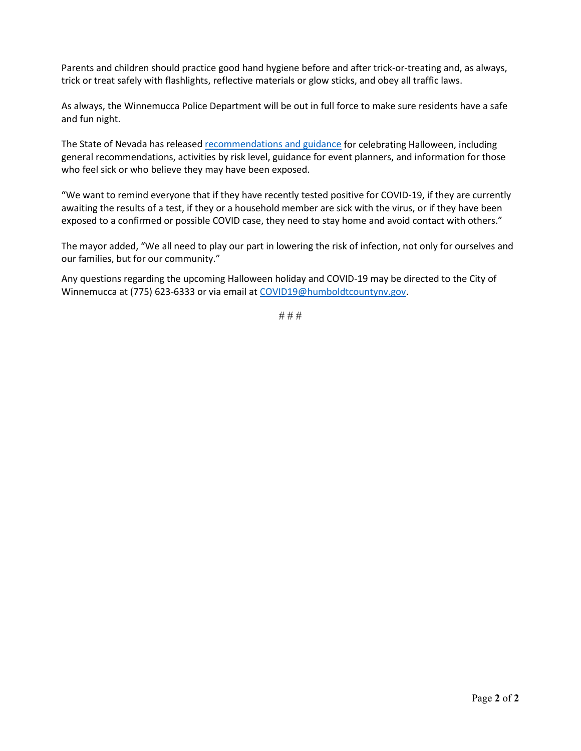Parents and children should practice good hand hygiene before and after trick-or-treating and, as always, trick or treat safely with flashlights, reflective materials or glow sticks, and obey all traffic laws.

As always, the Winnemucca Police Department will be out in full force to make sure residents have a safe and fun night.

The State of Nevada has released [recommendations and guidance](recommendations and guidance) for celebrating Halloween, including general recommendations, activities by risk level, guidance for event planners, and information for those who feel sick or who believe they may have been exposed.

"We want to remind everyone that if they have recently tested positive for COVID-19, if they are currently awaiting the results of a test, if they or a household member are sick with the virus, or if they have been exposed to a confirmed or possible COVID case, they need to stay home and avoid contact with others."

The mayor added, "We all need to play our part in lowering the risk of infection, not only for ourselves and our families, but for our community."

Any questions regarding the upcoming Halloween holiday and COVID-19 may be directed to the City of Winnemucca at (775) 623-6333 or via email at COVID19@humboldtcountynv.gov.

# # #